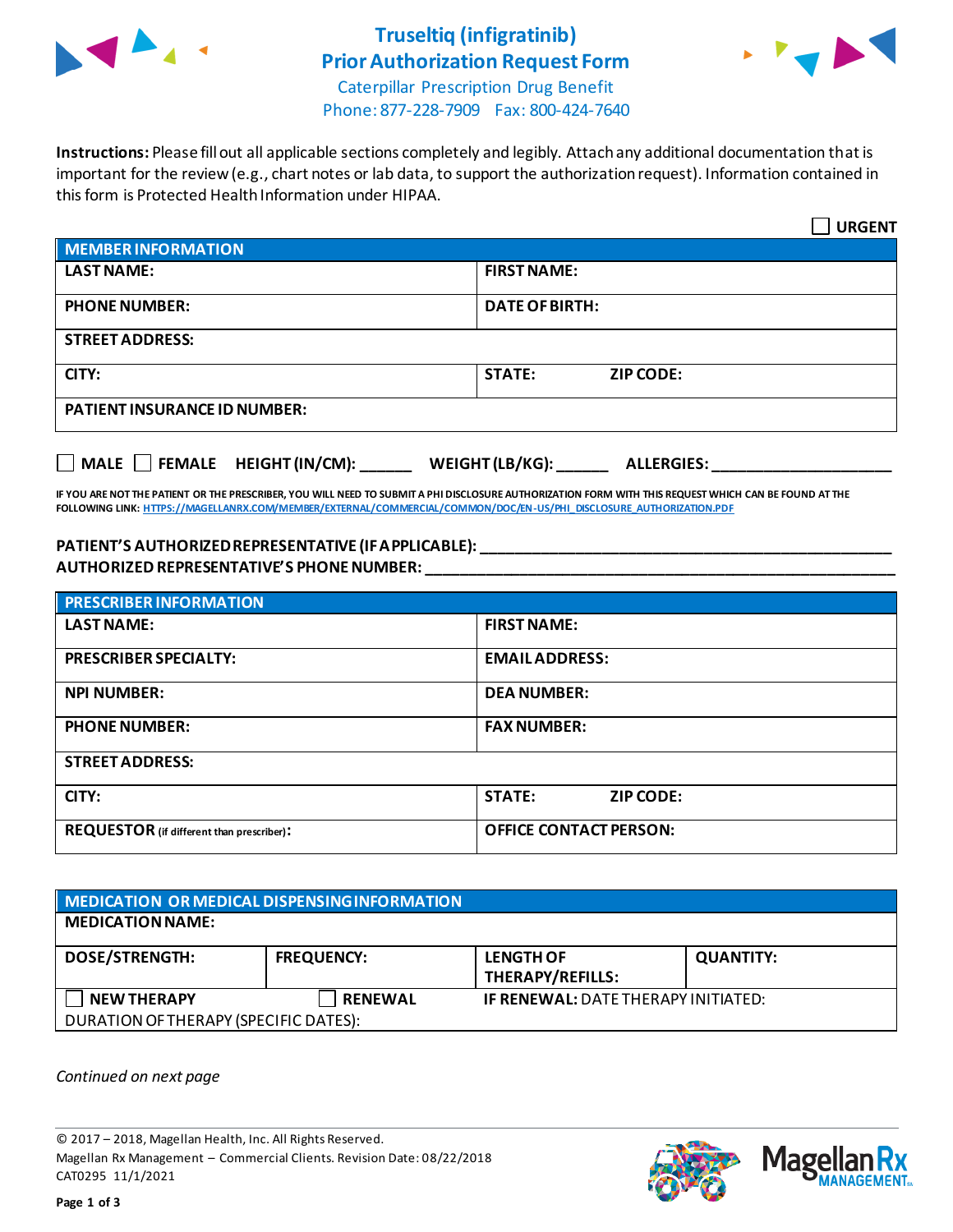# Truseltiq (infigratinib) Prior Authorization Request Form

Caterpillar Prescription Drug Benefit
Phone: 877-228-7909 Fax: 800-424-7640

**Instructions:** Please fill out all applicable sections completely and legibly. Attach any additional documentation that is important for the review (e.g., chart notes or lab data, to support the authorization request). Information contained in this form is Protected Health Information under HIPAA.

☐ **URGENT**

| **MEMBER INFORMATION** | |
|---|---|
| **LAST NAME:** | **FIRST NAME:** |
| **PHONE NUMBER:** | **DATE OF BIRTH:** |
| **STREET ADDRESS:** | |
| **CITY:** | **STATE:** **ZIP CODE:** |
| **PATIENT INSURANCE ID NUMBER:** | |

☐ **MALE** ☐ **FEMALE** **HEIGHT (IN/CM):** ______ **WEIGHT (LB/KG):** ______ **ALLERGIES:** ____________________

**IF YOU ARE NOT THE PATIENT OR THE PRESCRIBER, YOU WILL NEED TO SUBMIT A PHI DISCLOSURE AUTHORIZATION FORM WITH THIS REQUEST WHICH CAN BE FOUND AT THE FOLLOWING LINK:** HTTPS://MAGELLANRX.COM/MEMBER/EXTERNAL/COMMERCIAL/COMMON/DOC/EN-US/PHI_DISCLOSURE_AUTHORIZATION.PDF

**PATIENT'S AUTHORIZED REPRESENTATIVE (IF APPLICABLE):** ____________________________________________
**AUTHORIZED REPRESENTATIVE'S PHONE NUMBER:** ____________________________________________

| **PRESCRIBER INFORMATION** | |
|---|---|
| **LAST NAME:** | **FIRST NAME:** |
| **PRESCRIBER SPECIALTY:** | **EMAIL ADDRESS:** |
| **NPI NUMBER:** | **DEA NUMBER:** |
| **PHONE NUMBER:** | **FAX NUMBER:** |
| **STREET ADDRESS:** | |
| **CITY:** | **STATE:** **ZIP CODE:** |
| **REQUESTOR** (if different than prescriber)**:** | **OFFICE CONTACT PERSON:** |

| **MEDICATION OR MEDICAL DISPENSING INFORMATION** | | | |
|---|---|---|---|
| **MEDICATION NAME:** | | | |
| **DOSE/STRENGTH:** | **FREQUENCY:** | **LENGTH OF THERAPY/REFILLS:** | **QUANTITY:** |
| ☐ **NEW THERAPY** | ☐ **RENEWAL** | **IF RENEWAL:** DATE THERAPY INITIATED: | |
| DURATION OF THERAPY (SPECIFIC DATES): | | | |

*Continued on next page*

© 2017 – 2018, Magellan Health, Inc. All Rights Reserved.
Magellan Rx Management – Commercial Clients. Revision Date: 08/22/2018
CAT0295 11/1/2021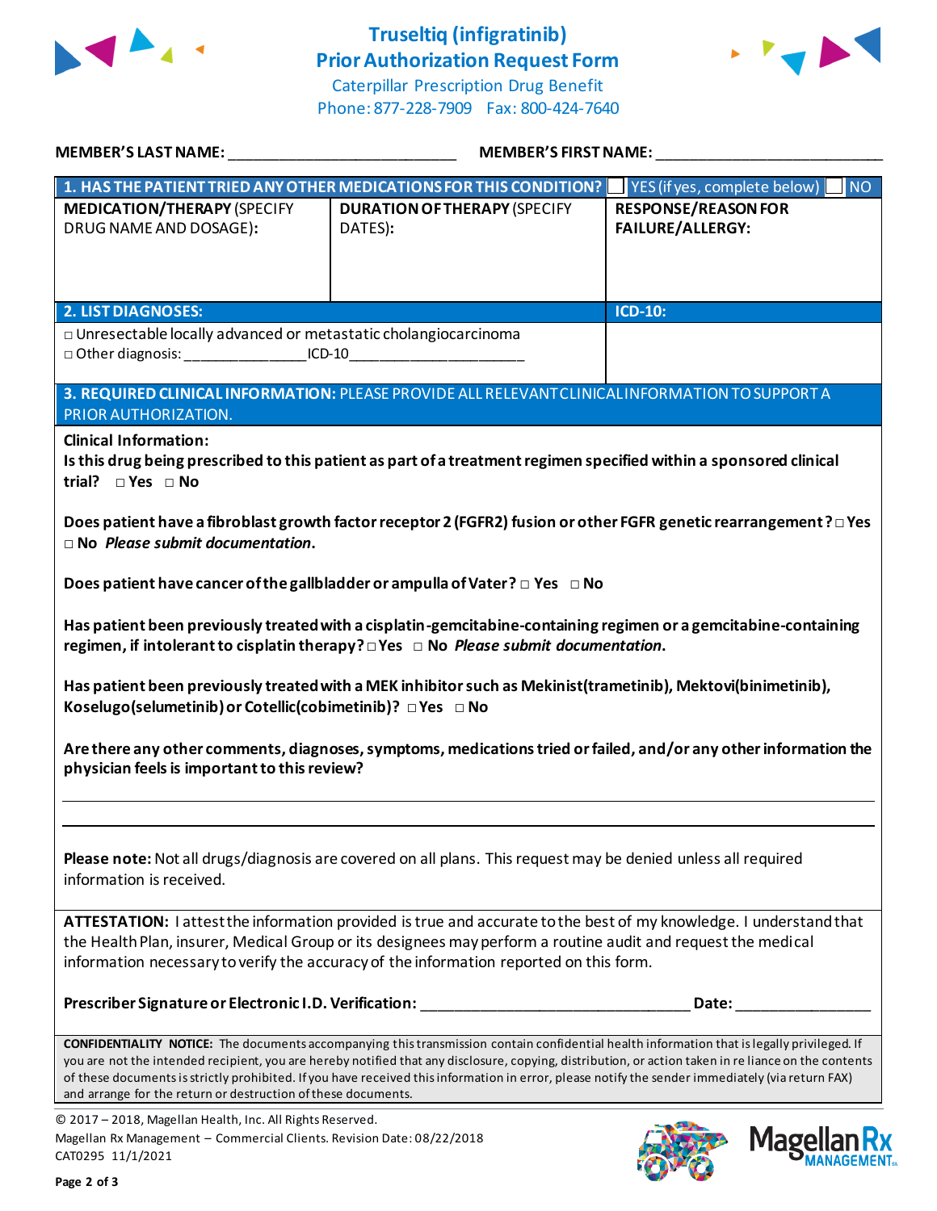# Truseltiq (infigratinib)
## Prior Authorization Request Form

Caterpillar Prescription Drug Benefit
Phone: 877-228-7909 Fax: 800-424-7640

**MEMBER'S LAST NAME:** ___________________________ **MEMBER'S FIRST NAME:** ___________________________

| **1. HAS THE PATIENT TRIED ANY OTHER MEDICATIONS FOR THIS CONDITION?** ☐ YES (if yes, complete below) ☐ NO | | |
|---|---|---|
| **MEDICATION/THERAPY** (SPECIFY DRUG NAME AND DOSAGE): | **DURATION OF THERAPY** (SPECIFY DATES): | **RESPONSE/REASON FOR FAILURE/ALLERGY:** |
| | | |

| **2. LIST DIAGNOSES:** | **ICD-10:** |
|---|---|
| □ Unresectable locally advanced or metastatic cholangiocarcinoma<br>□ Other diagnosis: _______________ICD-10_____________________ | |

**3. REQUIRED CLINICAL INFORMATION:** PLEASE PROVIDE ALL RELEVANT CLINICAL INFORMATION TO SUPPORT A PRIOR AUTHORIZATION.

**Clinical Information:**

**Is this drug being prescribed to this patient as part of a treatment regimen specified within a sponsored clinical trial?** □ **Yes** □ **No**

**Does patient have a fibroblast growth factor receptor 2 (FGFR2) fusion or other FGFR genetic rearrangement?** □ **Yes** □ **No** ***Please submit documentation.***

**Does patient have cancer of the gallbladder or ampulla of Vater?** □ **Yes** □ **No**

**Has patient been previously treated with a cisplatin-gemcitabine-containing regimen or a gemcitabine-containing regimen, if intolerant to cisplatin therapy?** □ **Yes** □ **No** ***Please submit documentation.***

**Has patient been previously treated with a MEK inhibitor such as Mekinist(trametinib), Mektovi(binimetinib), Koselugo(selumetinib) or Cotellic(cobimetinib)?** □ **Yes** □ **No**

**Are there any other comments, diagnoses, symptoms, medications tried or failed, and/or any other information the physician feels is important to this review?**

_______________________________________________________________________________

_______________________________________________________________________________

**Please note:** Not all drugs/diagnosis are covered on all plans. This request may be denied unless all required information is received.

**ATTESTATION:** I attest the information provided is true and accurate to the best of my knowledge. I understand that the Health Plan, insurer, Medical Group or its designees may perform a routine audit and request the medical information necessary to verify the accuracy of the information reported on this form.

**Prescriber Signature or Electronic I.D. Verification:** _________________________________ **Date:** ________________

**CONFIDENTIALITY NOTICE:** The documents accompanying this transmission contain confidential health information that is legally privileged. If you are not the intended recipient, you are hereby notified that any disclosure, copying, distribution, or action taken in reliance on the contents of these documents is strictly prohibited. If you have received this information in error, please notify the sender immediately (via return FAX) and arrange for the return or destruction of these documents.

© 2017 – 2018, Magellan Health, Inc. All Rights Reserved.
Magellan Rx Management – Commercial Clients. Revision Date: 08/22/2018
CAT0295 11/1/2021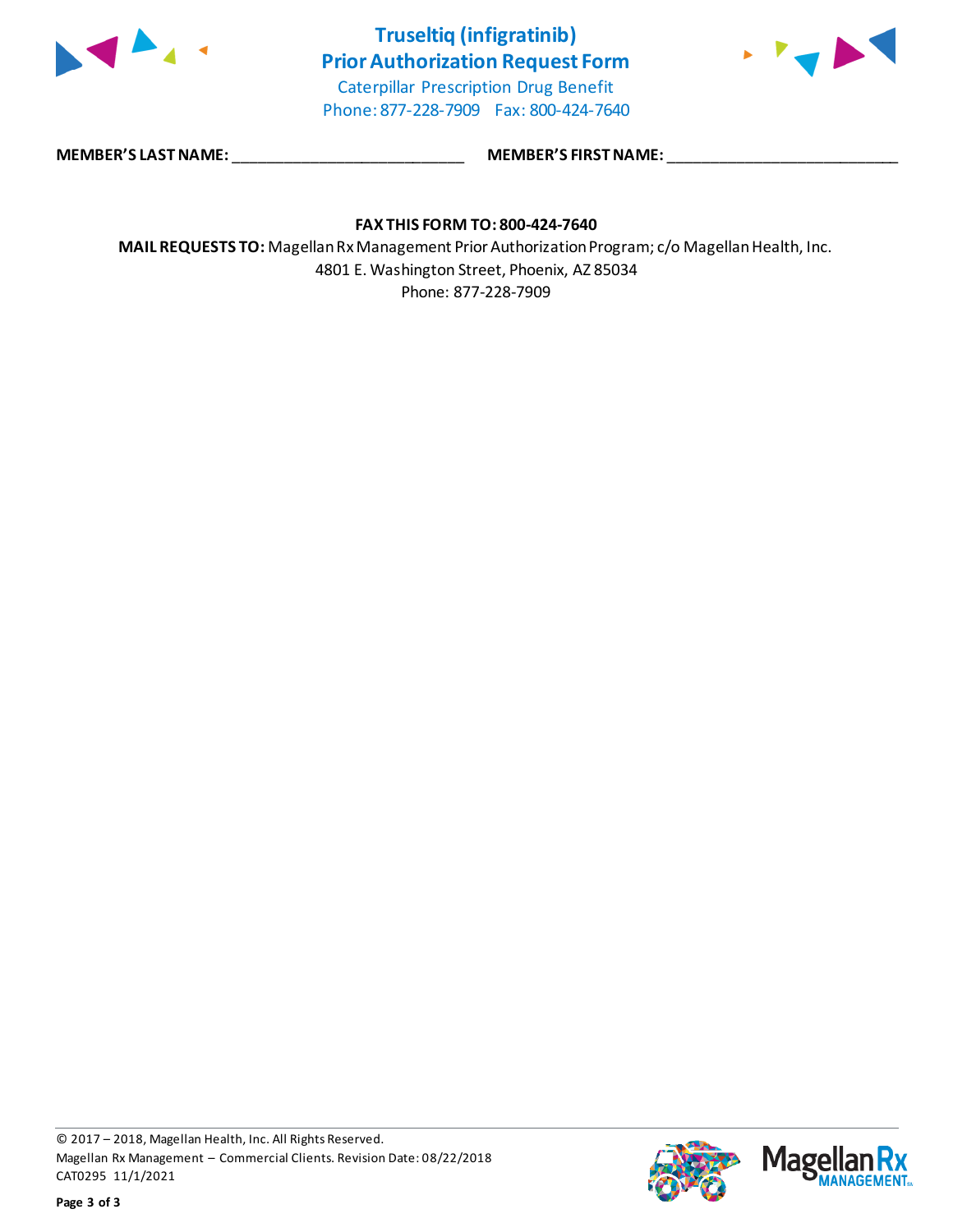# Truseltiq (infigratinib) Prior Authorization Request Form

Caterpillar Prescription Drug Benefit
Phone: 877-228-7909 Fax: 800-424-7640

**MEMBER'S LAST NAME:** ___________________________ **MEMBER'S FIRST NAME:** ___________________________

**FAX THIS FORM TO: 800-424-7640**

**MAIL REQUESTS TO:** Magellan Rx Management Prior Authorization Program; c/o Magellan Health, Inc.
4801 E. Washington Street, Phoenix, AZ 85034
Phone: 877-228-7909

© 2017 – 2018, Magellan Health, Inc. All Rights Reserved.
Magellan Rx Management – Commercial Clients. Revision Date: 08/22/2018
CAT0295 11/1/2021